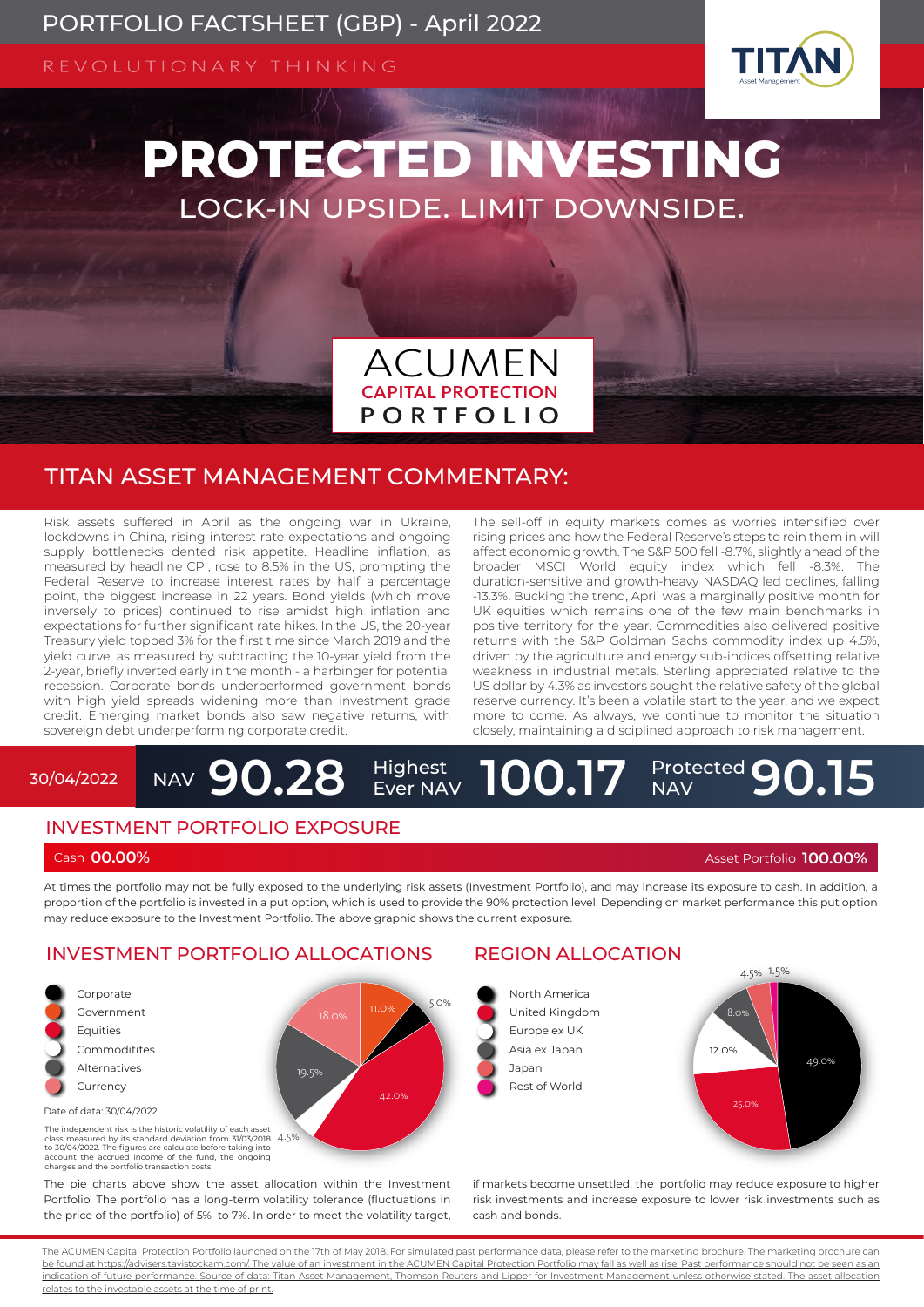# PORTFOLIO FACTSHEET (GBP) - April 2022

REVOLUTIONARY THINKING

TITAN Asset Management

# PROTECTED INVESTING

## LOCK-IN UPSIDE. LIMIT DOWNSIDE.

ACUMEN
CAPITAL PROTECTION
PORTFOLIO

## TITAN ASSET MANAGEMENT COMMENTARY:

Risk assets suffered in April as the ongoing war in Ukraine, lockdowns in China, rising interest rate expectations and ongoing supply bottlenecks dented risk appetite. Headline inflation, as measured by headline CPI, rose to 8.5% in the US, prompting the Federal Reserve to increase interest rates by half a percentage point, the biggest increase in 22 years. Bond yields (which move inversely to prices) continued to rise amidst high inflation and expectations for further significant rate hikes. In the US, the 20-year Treasury yield topped 3% for the first time since March 2019 and the yield curve, as measured by subtracting the 10-year yield from the 2-year, briefly inverted early in the month - a harbinger for potential recession. Corporate bonds underperformed government bonds with high yield spreads widening more than investment grade credit. Emerging market bonds also saw negative returns, with sovereign debt underperforming corporate credit.

The sell-off in equity markets comes as worries intensified over rising prices and how the Federal Reserve's steps to rein them in will affect economic growth. The S&P 500 fell -8.7%, slightly ahead of the broader MSCI World equity index which fell -8.3%. The duration-sensitive and growth-heavy NASDAQ led declines, falling -13.3%. Bucking the trend, April was a marginally positive month for UK equities which remains one of the few main benchmarks in positive territory for the year. Commodities also delivered positive returns with the S&P Goldman Sachs commodity index up 4.5%, driven by the agriculture and energy sub-indices offsetting relative weakness in industrial metals. Sterling appreciated relative to the US dollar by 4.3% as investors sought the relative safety of the global reserve currency. It's been a volatile start to the year, and we expect more to come. As always, we continue to monitor the situation closely, maintaining a disciplined approach to risk management.

| 30/04/2022 | NAV **90.28** | Highest Ever NAV **100.17** | Protected NAV **90.15** |
|---|---|---|---|

## INVESTMENT PORTFOLIO EXPOSURE

Cash **00.00%** — Asset Portfolio **100.00%**

At times the portfolio may not be fully exposed to the underlying risk assets (Investment Portfolio), and may increase its exposure to cash. In addition, a proportion of the portfolio is invested in a put option, which is used to provide the 90% protection level. Depending on market performance this put option may reduce exposure to the Investment Portfolio. The above graphic shows the current exposure.

## INVESTMENT PORTFOLIO ALLOCATIONS

| Asset Class | Allocation |
|---|---|
| Corporate | 5.0% |
| Government | 11.0% |
| Equities | 42.0% |
| Commoditites | 4.5% |
| Alternatives | 19.5% |
| Currency | 18.0% |

Date of data: 30/04/2022

The independent risk is the historic volatility of each asset class measured by its standard deviation from 31/03/2018 to 30/04/2022. The figures are calculate before taking into account the accrued income of the fund, the ongoing charges and the portfolio transaction costs.

## REGION ALLOCATION

| Region | Allocation |
|---|---|
| North America | 49.0% |
| United Kingdom | 25.0% |
| Europe ex UK | 12.0% |
| Asia ex Japan | 8.0% |
| Japan | 4.5% |
| Rest of World | 1.5% |

The pie charts above show the asset allocation within the Investment Portfolio. The portfolio has a long-term volatility tolerance (fluctuations in the price of the portfolio) of 5% to 7%. In order to meet the volatility target, if markets become unsettled, the portfolio may reduce exposure to higher risk investments and increase exposure to lower risk investments such as cash and bonds.

The ACUMEN Capital Protection Portfolio launched on the 17th of May 2018. For simulated past performance data, please refer to the marketing brochure. The marketing brochure can be found at https://advisers.tavistockam.com/ The value of an investment in the ACUMEN Capital Protection Portfolio may fall as well as rise. Past performance should not be seen as an indication of future performance. Source of data: Titan Asset Management, Thomson Reuters and Lipper for Investment Management unless otherwise stated. The asset allocation relates to the investable assets at the time of print.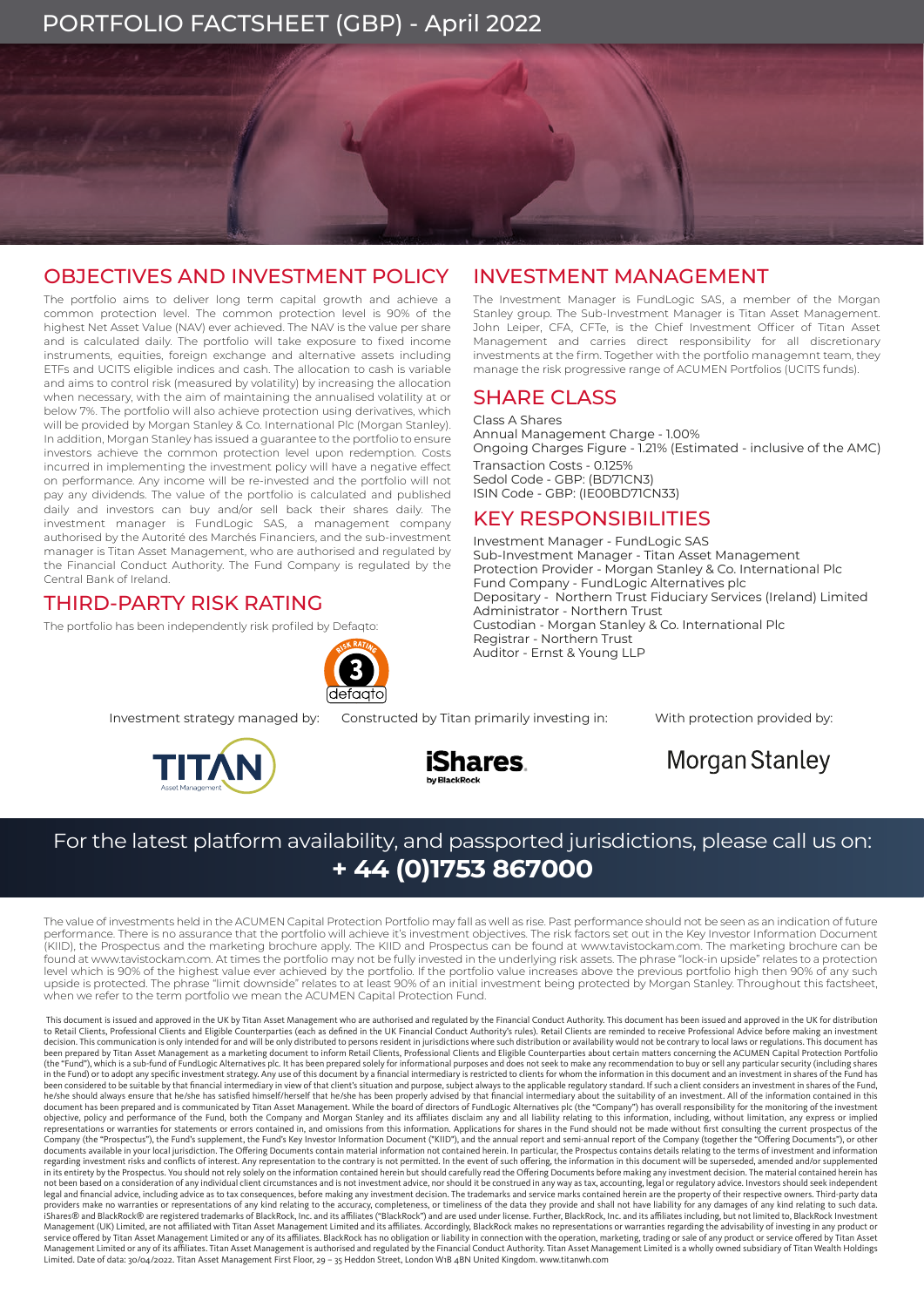# PORTFOLIO FACTSHEET (GBP) - April 2022

## OBJECTIVES AND INVESTMENT POLICY

The portfolio aims to deliver long term capital growth and achieve a common protection level. The common protection level is 90% of the highest Net Asset Value (NAV) ever achieved. The NAV is the value per share and is calculated daily. The portfolio will take exposure to fixed income instruments, equities, foreign exchange and alternative assets including ETFs and UCITS eligible indices and cash. The allocation to cash is variable and aims to control risk (measured by volatility) by increasing the allocation when necessary, with the aim of maintaining the annualised volatility at or below 7%. The portfolio will also achieve protection using derivatives, which will be provided by Morgan Stanley & Co. International Plc (Morgan Stanley). In addition, Morgan Stanley has issued a guarantee to the portfolio to ensure investors achieve the common protection level upon redemption. Costs incurred in implementing the investment policy will have a negative effect on performance. Any income will be re-invested and the portfolio will not pay any dividends. The value of the portfolio is calculated and published daily and investors can buy and/or sell back their shares daily. The investment manager is FundLogic SAS, a management company authorised by the Autorité des Marchés Financiers, and the sub-investment manager is Titan Asset Management, who are authorised and regulated by the Financial Conduct Authority. The Fund Company is regulated by the Central Bank of Ireland.

## THIRD-PARTY RISK RATING

The portfolio has been independently risk profiled by Defaqto:

RISK RATING 3 defaqto

## INVESTMENT MANAGEMENT

The Investment Manager is FundLogic SAS, a member of the Morgan Stanley group. The Sub-Investment Manager is Titan Asset Management. John Leiper, CFA, CFTe, is the Chief Investment Officer of Titan Asset Management and carries direct responsibility for all discretionary investments at the firm. Together with the portfolio managemnt team, they manage the risk progressive range of ACUMEN Portfolios (UCITS funds).

## SHARE CLASS

Class A Shares
Annual Management Charge - 1.00%
Ongoing Charges Figure - 1.21% (Estimated - inclusive of the AMC)
Transaction Costs - 0.125%
Sedol Code - GBP: (BD71CN3)
ISIN Code - GBP: (IE00BD71CN33)

## KEY RESPONSIBILITIES

Investment Manager - FundLogic SAS
Sub-Investment Manager - Titan Asset Management
Protection Provider - Morgan Stanley & Co. International Plc
Fund Company - FundLogic Alternatives plc
Depositary - Northern Trust Fiduciary Services (Ireland) Limited
Administrator - Northern Trust
Custodian - Morgan Stanley & Co. International Plc
Registrar - Northern Trust
Auditor - Ernst & Young LLP

Investment strategy managed by: TITAN Asset Management

Constructed by Titan primarily investing in: iShares by BlackRock

With protection provided by: Morgan Stanley

For the latest platform availability, and passported jurisdictions, please call us on:
**+ 44 (0)1753 867000**

The value of investments held in the ACUMEN Capital Protection Portfolio may fall as well as rise. Past performance should not be seen as an indication of future performance. There is no assurance that the portfolio will achieve it's investment objectives. The risk factors set out in the Key Investor Information Document (KIID), the Prospectus and the marketing brochure apply. The KIID and Prospectus can be found at www.tavistockam.com. The marketing brochure can be found at www.tavistockam.com. At times the portfolio may not be fully invested in the underlying risk assets. The phrase "lock-in upside" relates to a protection level which is 90% of the highest value ever achieved by the portfolio. If the portfolio value increases above the previous portfolio high then 90% of such upside is protected. The phrase "limit downside" relates to at least 90% of an initial investment being protected by Morgan Stanley. Throughout this factsheet, when we refer to the term portfolio we mean the ACUMEN Capital Protection Fund.

This document is issued and approved in the UK by Titan Asset Management who are authorised and regulated by the Financial Conduct Authority. This document has been issued and approved in the UK for distribution to Retail Clients, Professional Clients and Eligible Counterparties (each as defined in the UK Financial Conduct Authority's rules). Retail Clients are reminded to receive Professional Advice before making an investment decision. This communication is only intended for and will be only distributed to persons resident in jurisdictions where such distribution or availability would not be contrary to local laws or regulations. This document has been prepared by Titan Asset Management as a marketing document to inform Retail Clients, Professional Clients and Eligible Counterparties about certain matters concerning the ACUMEN Capital Protection Portfolio (the "Fund"), which is a sub-fund of FundLogic Alternatives plc. It has been prepared solely for informational purposes and does not seek to make any recommendation to buy or sell any particular security (including shares in the Fund) or to adopt any specific investment strategy. Any use of this document by a financial intermediary is restricted to clients for whom the information in this document and an investment in shares of the Fund has been considered to be suitable by that financial intermediary in view of that client's situation and purpose, subject always to the applicable regulatory standard. If such a client considers an investment in shares of the Fund, he/she should always ensure that he/she has satisfied himself/herself that he/she has been properly advised by that financial intermediary about the suitability of an investment. All of the information contained in this document has been prepared and is communicated by Titan Asset Management. While the board of directors of FundLogic Alternatives plc (the "Company") has overall responsibility for the monitoring of the investment objective, policy and performance of the Fund, both the Company and Morgan Stanley and its affiliates disclaim any and all liability relating to this information, including, without limitation, any express or implied representations or warranties for statements or errors contained in, and omissions from this information. Applications for shares in the Fund should not be made without first consulting the current prospectus of the Company (the "Prospectus"), the Fund's supplement, the Fund's Key Investor Information Document ("KIID"), and the annual report and semi-annual report of the Company (together the "Offering Documents"), or other documents available in your local jurisdiction. The Offering Documents contain material information not contained herein. In particular, the Prospectus contains details relating to the terms of investment and information regarding investment risks and conflicts of interest. Any representation to the contrary is not permitted. In the event of such offering, the information in this document will be superseded, amended and/or supplemented in its entirety by the Prospectus. You should not rely solely on the information contained herein but should carefully read the Offering Documents before making any investment decision. The material contained herein has not been based on a consideration of any individual client circumstances and is not investment advice, nor should it be construed in any way as tax, accounting, legal or regulatory advice. Investors should seek independent legal and financial advice, including advice as to tax consequences, before making any investment decision. The trademarks and service marks contained herein are the property of their respective owners. Third-party data providers make no warranties or representations of any kind relating to the accuracy, completeness, or timeliness of the data they provide and shall not have liability for any damages of any kind relating to such data. iShares® and BlackRock® are registered trademarks of BlackRock, Inc. and its affiliates ("BlackRock") and are used under license. Further, BlackRock, Inc. and its affiliates including, but not limited to, BlackRock Investment Management (UK) Limited, are not affiliated with Titan Asset Management Limited and its affiliates. Accordingly, BlackRock makes no representations or warranties regarding the advisability of investing in any product or service offered by Titan Asset Management Limited or any of its affiliates. BlackRock has no obligation or liability in connection with the operation, marketing, trading or sale of any product or service offered by Titan Asset Management Limited or any of its affiliates. Titan Asset Management is authorised and regulated by the Financial Conduct Authority. Titan Asset Management Limited is a wholly owned subsidiary of Titan Wealth Holdings Limited. Date of data: 30/04/2022. Titan Asset Management First Floor, 29 – 35 Heddon Street, London W1B 4BN United Kingdom. www.titanwh.com